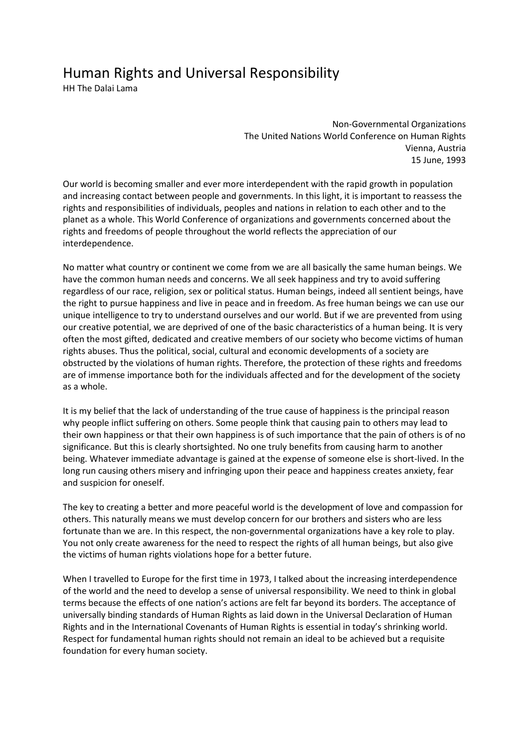# Human Rights and Universal Responsibility

HH The Dalai Lama

Non-Governmental Organizations
The United Nations World Conference on Human Rights
Vienna, Austria
15 June, 1993

Our world is becoming smaller and ever more interdependent with the rapid growth in population and increasing contact between people and governments. In this light, it is important to reassess the rights and responsibilities of individuals, peoples and nations in relation to each other and to the planet as a whole. This World Conference of organizations and governments concerned about the rights and freedoms of people throughout the world reflects the appreciation of our interdependence.

No matter what country or continent we come from we are all basically the same human beings. We have the common human needs and concerns. We all seek happiness and try to avoid suffering regardless of our race, religion, sex or political status. Human beings, indeed all sentient beings, have the right to pursue happiness and live in peace and in freedom. As free human beings we can use our unique intelligence to try to understand ourselves and our world. But if we are prevented from using our creative potential, we are deprived of one of the basic characteristics of a human being. It is very often the most gifted, dedicated and creative members of our society who become victims of human rights abuses. Thus the political, social, cultural and economic developments of a society are obstructed by the violations of human rights. Therefore, the protection of these rights and freedoms are of immense importance both for the individuals affected and for the development of the society as a whole.

It is my belief that the lack of understanding of the true cause of happiness is the principal reason why people inflict suffering on others. Some people think that causing pain to others may lead to their own happiness or that their own happiness is of such importance that the pain of others is of no significance. But this is clearly shortsighted. No one truly benefits from causing harm to another being. Whatever immediate advantage is gained at the expense of someone else is short-lived. In the long run causing others misery and infringing upon their peace and happiness creates anxiety, fear and suspicion for oneself.

The key to creating a better and more peaceful world is the development of love and compassion for others. This naturally means we must develop concern for our brothers and sisters who are less fortunate than we are. In this respect, the non-governmental organizations have a key role to play. You not only create awareness for the need to respect the rights of all human beings, but also give the victims of human rights violations hope for a better future.

When I travelled to Europe for the first time in 1973, I talked about the increasing interdependence of the world and the need to develop a sense of universal responsibility. We need to think in global terms because the effects of one nation's actions are felt far beyond its borders. The acceptance of universally binding standards of Human Rights as laid down in the Universal Declaration of Human Rights and in the International Covenants of Human Rights is essential in today's shrinking world. Respect for fundamental human rights should not remain an ideal to be achieved but a requisite foundation for every human society.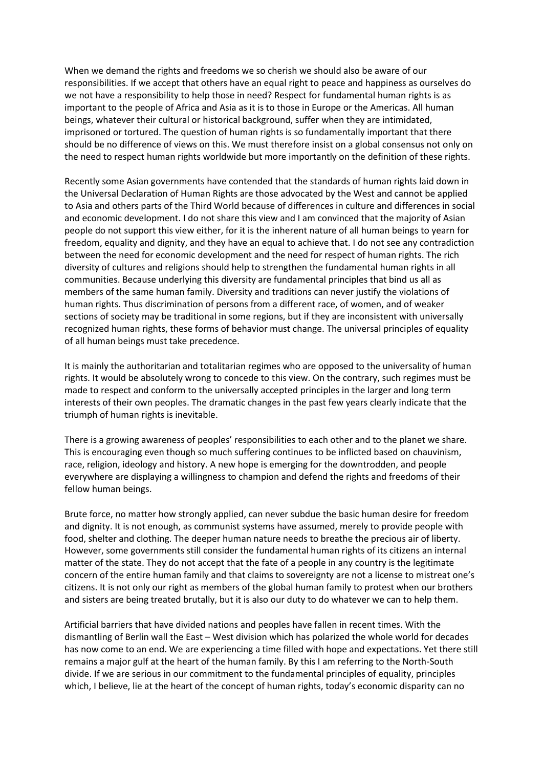When we demand the rights and freedoms we so cherish we should also be aware of our responsibilities. If we accept that others have an equal right to peace and happiness as ourselves do we not have a responsibility to help those in need? Respect for fundamental human rights is as important to the people of Africa and Asia as it is to those in Europe or the Americas. All human beings, whatever their cultural or historical background, suffer when they are intimidated, imprisoned or tortured. The question of human rights is so fundamentally important that there should be no difference of views on this. We must therefore insist on a global consensus not only on the need to respect human rights worldwide but more importantly on the definition of these rights.

Recently some Asian governments have contended that the standards of human rights laid down in the Universal Declaration of Human Rights are those advocated by the West and cannot be applied to Asia and others parts of the Third World because of differences in culture and differences in social and economic development. I do not share this view and I am convinced that the majority of Asian people do not support this view either, for it is the inherent nature of all human beings to yearn for freedom, equality and dignity, and they have an equal to achieve that. I do not see any contradiction between the need for economic development and the need for respect of human rights. The rich diversity of cultures and religions should help to strengthen the fundamental human rights in all communities. Because underlying this diversity are fundamental principles that bind us all as members of the same human family. Diversity and traditions can never justify the violations of human rights. Thus discrimination of persons from a different race, of women, and of weaker sections of society may be traditional in some regions, but if they are inconsistent with universally recognized human rights, these forms of behavior must change. The universal principles of equality of all human beings must take precedence.

It is mainly the authoritarian and totalitarian regimes who are opposed to the universality of human rights. It would be absolutely wrong to concede to this view. On the contrary, such regimes must be made to respect and conform to the universally accepted principles in the larger and long term interests of their own peoples. The dramatic changes in the past few years clearly indicate that the triumph of human rights is inevitable.

There is a growing awareness of peoples' responsibilities to each other and to the planet we share. This is encouraging even though so much suffering continues to be inflicted based on chauvinism, race, religion, ideology and history. A new hope is emerging for the downtrodden, and people everywhere are displaying a willingness to champion and defend the rights and freedoms of their fellow human beings.

Brute force, no matter how strongly applied, can never subdue the basic human desire for freedom and dignity. It is not enough, as communist systems have assumed, merely to provide people with food, shelter and clothing. The deeper human nature needs to breathe the precious air of liberty. However, some governments still consider the fundamental human rights of its citizens an internal matter of the state. They do not accept that the fate of a people in any country is the legitimate concern of the entire human family and that claims to sovereignty are not a license to mistreat one's citizens. It is not only our right as members of the global human family to protest when our brothers and sisters are being treated brutally, but it is also our duty to do whatever we can to help them.

Artificial barriers that have divided nations and peoples have fallen in recent times. With the dismantling of Berlin wall the East – West division which has polarized the whole world for decades has now come to an end. We are experiencing a time filled with hope and expectations. Yet there still remains a major gulf at the heart of the human family. By this I am referring to the North-South divide. If we are serious in our commitment to the fundamental principles of equality, principles which, I believe, lie at the heart of the concept of human rights, today's economic disparity can no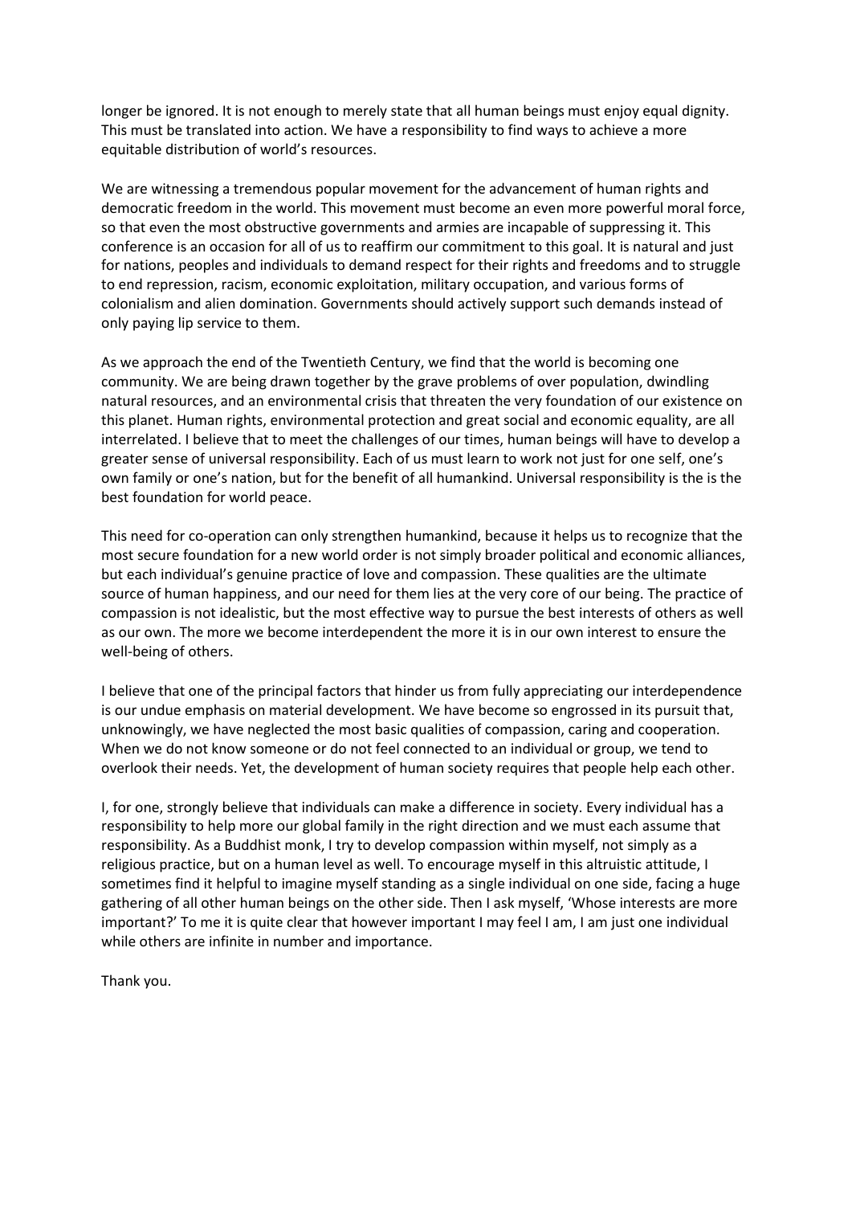longer be ignored. It is not enough to merely state that all human beings must enjoy equal dignity. This must be translated into action. We have a responsibility to find ways to achieve a more equitable distribution of world's resources.

We are witnessing a tremendous popular movement for the advancement of human rights and democratic freedom in the world. This movement must become an even more powerful moral force, so that even the most obstructive governments and armies are incapable of suppressing it. This conference is an occasion for all of us to reaffirm our commitment to this goal. It is natural and just for nations, peoples and individuals to demand respect for their rights and freedoms and to struggle to end repression, racism, economic exploitation, military occupation, and various forms of colonialism and alien domination. Governments should actively support such demands instead of only paying lip service to them.

As we approach the end of the Twentieth Century, we find that the world is becoming one community. We are being drawn together by the grave problems of over population, dwindling natural resources, and an environmental crisis that threaten the very foundation of our existence on this planet. Human rights, environmental protection and great social and economic equality, are all interrelated. I believe that to meet the challenges of our times, human beings will have to develop a greater sense of universal responsibility. Each of us must learn to work not just for one self, one's own family or one's nation, but for the benefit of all humankind. Universal responsibility is the is the best foundation for world peace.

This need for co-operation can only strengthen humankind, because it helps us to recognize that the most secure foundation for a new world order is not simply broader political and economic alliances, but each individual's genuine practice of love and compassion. These qualities are the ultimate source of human happiness, and our need for them lies at the very core of our being. The practice of compassion is not idealistic, but the most effective way to pursue the best interests of others as well as our own. The more we become interdependent the more it is in our own interest to ensure the well-being of others.

I believe that one of the principal factors that hinder us from fully appreciating our interdependence is our undue emphasis on material development. We have become so engrossed in its pursuit that, unknowingly, we have neglected the most basic qualities of compassion, caring and cooperation. When we do not know someone or do not feel connected to an individual or group, we tend to overlook their needs. Yet, the development of human society requires that people help each other.

I, for one, strongly believe that individuals can make a difference in society. Every individual has a responsibility to help more our global family in the right direction and we must each assume that responsibility. As a Buddhist monk, I try to develop compassion within myself, not simply as a religious practice, but on a human level as well. To encourage myself in this altruistic attitude, I sometimes find it helpful to imagine myself standing as a single individual on one side, facing a huge gathering of all other human beings on the other side. Then I ask myself, 'Whose interests are more important?' To me it is quite clear that however important I may feel I am, I am just one individual while others are infinite in number and importance.

Thank you.